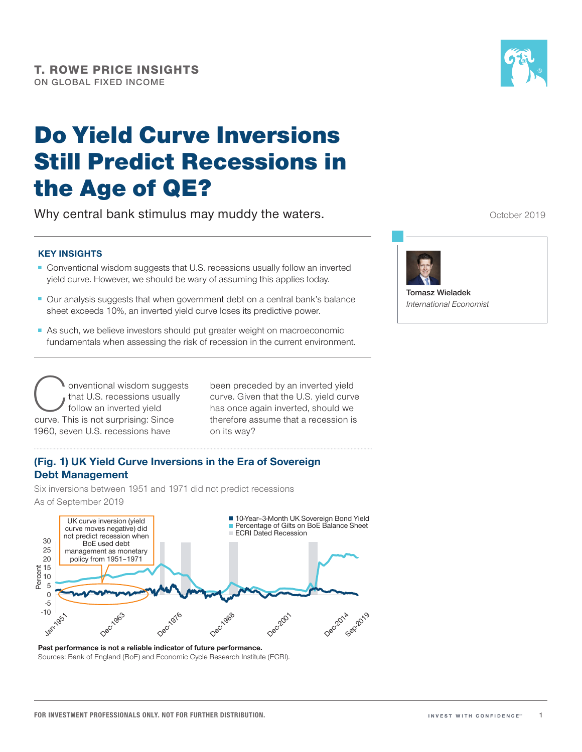**T. ROWE PRICE INSIGHTS**
ON GLOBAL FIXED INCOME

# Do Yield Curve Inversions Still Predict Recessions in the Age of QE?

Why central bank stimulus may muddy the waters.

October 2019

Tomasz Wieladek
*International Economist*

### KEY INSIGHTS

- Conventional wisdom suggests that U.S. recessions usually follow an inverted yield curve. However, we should be wary of assuming this applies today.
- Our analysis suggests that when government debt on a central bank's balance sheet exceeds 10%, an inverted yield curve loses its predictive power.
- As such, we believe investors should put greater weight on macroeconomic fundamentals when assessing the risk of recession in the current environment.

Conventional wisdom suggests that U.S. recessions usually follow an inverted yield curve. This is not surprising: Since 1960, seven U.S. recessions have been preceded by an inverted yield curve. Given that the U.S. yield curve has once again inverted, should we therefore assume that a recession is on its way?

### (Fig. 1) UK Yield Curve Inversions in the Era of Sovereign Debt Management

Six inversions between 1951 and 1971 did not predict recessions
As of September 2019

UK curve inversion (yield curve moves negative) did not predict recession when BoE used debt management as monetary policy from 1951–1971

- 10-Year–3-Month UK Sovereign Bond Yield
- Percentage of Gilts on BoE Balance Sheet
- ECRI Dated Recession

**Past performance is not a reliable indicator of future performance.**
Sources: Bank of England (BoE) and Economic Cycle Research Institute (ECRI).

FOR INVESTMENT PROFESSIONALS ONLY. NOT FOR FURTHER DISTRIBUTION.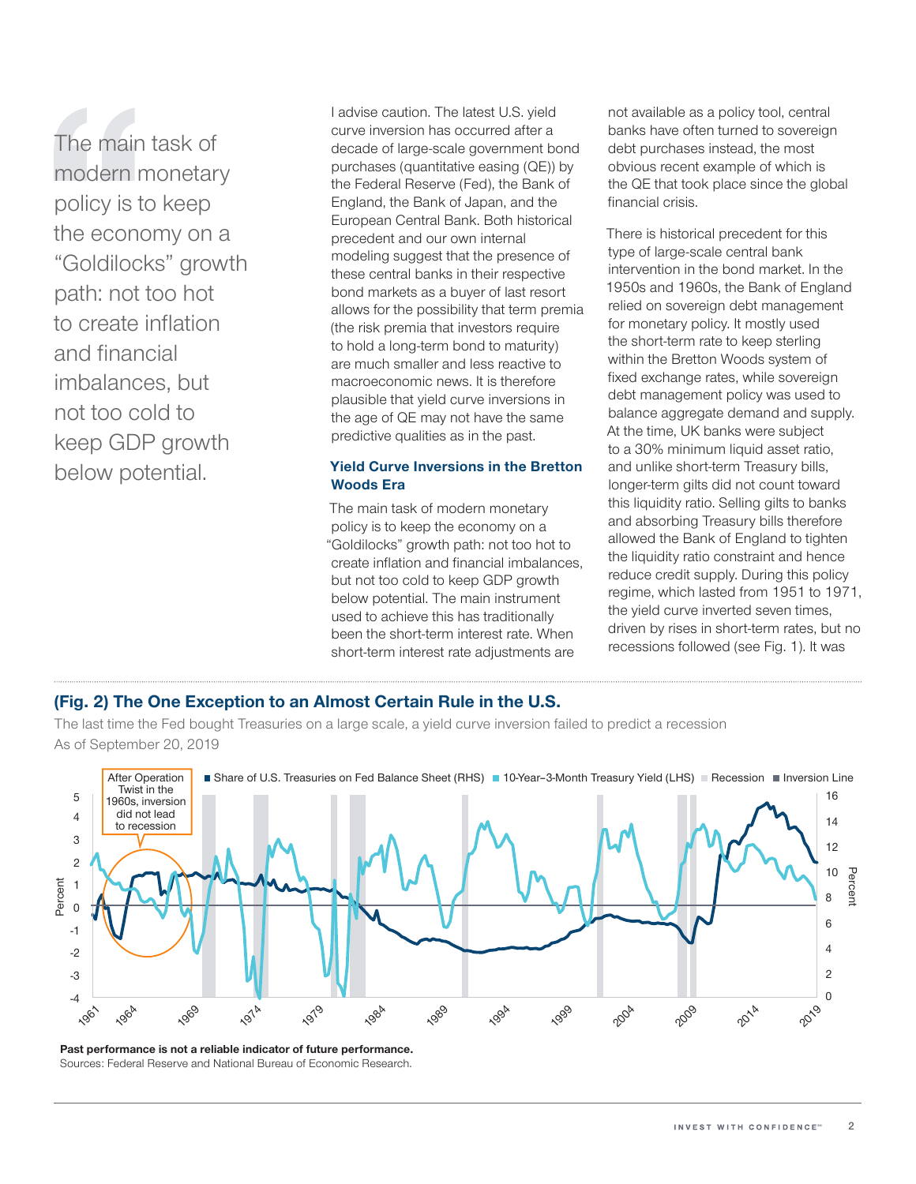> The main task of modern monetary policy is to keep the economy on a "Goldilocks" growth path: not too hot to create inflation and financial imbalances, but not too cold to keep GDP growth below potential.

I advise caution. The latest U.S. yield curve inversion has occurred after a decade of large-scale government bond purchases (quantitative easing (QE)) by the Federal Reserve (Fed), the Bank of England, the Bank of Japan, and the European Central Bank. Both historical precedent and our own internal modeling suggest that the presence of these central banks in their respective bond markets as a buyer of last resort allows for the possibility that term premia (the risk premia that investors require to hold a long-term bond to maturity) are much smaller and less reactive to macroeconomic news. It is therefore plausible that yield curve inversions in the age of QE may not have the same predictive qualities as in the past.

### Yield Curve Inversions in the Bretton Woods Era

The main task of modern monetary policy is to keep the economy on a "Goldilocks" growth path: not too hot to create inflation and financial imbalances, but not too cold to keep GDP growth below potential. The main instrument used to achieve this has traditionally been the short-term interest rate. When short-term interest rate adjustments are not available as a policy tool, central banks have often turned to sovereign debt purchases instead, the most obvious recent example of which is the QE that took place since the global financial crisis.

There is historical precedent for this type of large-scale central bank intervention in the bond market. In the 1950s and 1960s, the Bank of England relied on sovereign debt management for monetary policy. It mostly used the short-term rate to keep sterling within the Bretton Woods system of fixed exchange rates, while sovereign debt management policy was used to balance aggregate demand and supply. At the time, UK banks were subject to a 30% minimum liquid asset ratio, and unlike short-term Treasury bills, longer-term gilts did not count toward this liquidity ratio. Selling gilts to banks and absorbing Treasury bills therefore allowed the Bank of England to tighten the liquidity ratio constraint and hence reduce credit supply. During this policy regime, which lasted from 1951 to 1971, the yield curve inverted seven times, driven by rises in short-term rates, but no recessions followed (see Fig. 1). It was

### (Fig. 2) The One Exception to an Almost Certain Rule in the U.S.

The last time the Fed bought Treasuries on a large scale, a yield curve inversion failed to predict a recession

As of September 20, 2019

**Past performance is not a reliable indicator of future performance.**

Sources: Federal Reserve and National Bureau of Economic Research.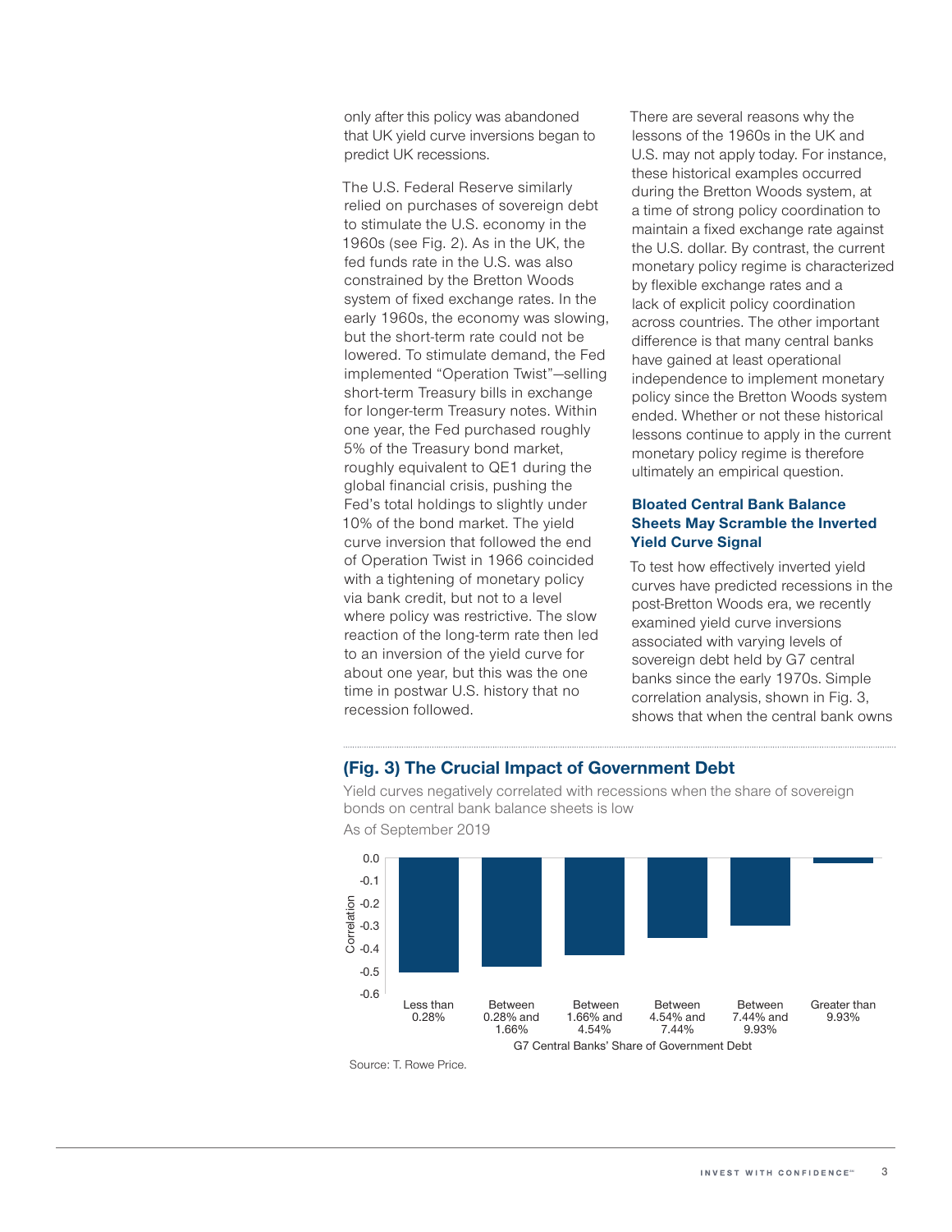only after this policy was abandoned that UK yield curve inversions began to predict UK recessions.

The U.S. Federal Reserve similarly relied on purchases of sovereign debt to stimulate the U.S. economy in the 1960s (see Fig. 2). As in the UK, the fed funds rate in the U.S. was also constrained by the Bretton Woods system of fixed exchange rates. In the early 1960s, the economy was slowing, but the short-term rate could not be lowered. To stimulate demand, the Fed implemented "Operation Twist"—selling short-term Treasury bills in exchange for longer-term Treasury notes. Within one year, the Fed purchased roughly 5% of the Treasury bond market, roughly equivalent to QE1 during the global financial crisis, pushing the Fed's total holdings to slightly under 10% of the bond market. The yield curve inversion that followed the end of Operation Twist in 1966 coincided with a tightening of monetary policy via bank credit, but not to a level where policy was restrictive. The slow reaction of the long-term rate then led to an inversion of the yield curve for about one year, but this was the one time in postwar U.S. history that no recession followed.

There are several reasons why the lessons of the 1960s in the UK and U.S. may not apply today. For instance, these historical examples occurred during the Bretton Woods system, at a time of strong policy coordination to maintain a fixed exchange rate against the U.S. dollar. By contrast, the current monetary policy regime is characterized by flexible exchange rates and a lack of explicit policy coordination across countries. The other important difference is that many central banks have gained at least operational independence to implement monetary policy since the Bretton Woods system ended. Whether or not these historical lessons continue to apply in the current monetary policy regime is therefore ultimately an empirical question.

### Bloated Central Bank Balance Sheets May Scramble the Inverted Yield Curve Signal

To test how effectively inverted yield curves have predicted recessions in the post-Bretton Woods era, we recently examined yield curve inversions associated with varying levels of sovereign debt held by G7 central banks since the early 1970s. Simple correlation analysis, shown in Fig. 3, shows that when the central bank owns

### (Fig. 3) The Crucial Impact of Government Debt

Yield curves negatively correlated with recessions when the share of sovereign bonds on central bank balance sheets is low

As of September 2019

| G7 Central Banks' Share of Government Debt | Correlation (approx.) |
|---|---|
| Less than 0.28% | -0.51 |
| Between 0.28% and 1.66% | -0.48 |
| Between 1.66% and 4.54% | -0.43 |
| Between 4.54% and 7.44% | -0.35 |
| Between 7.44% and 9.93% | -0.30 |
| Greater than 9.93% | -0.02 |

Source: T. Rowe Price.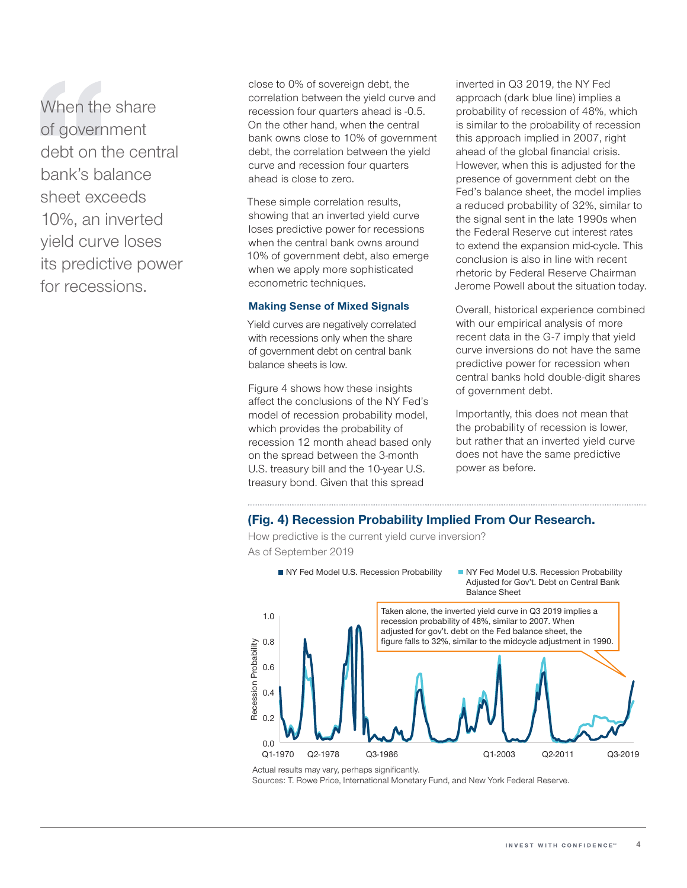> When the share of government debt on the central bank's balance sheet exceeds 10%, an inverted yield curve loses its predictive power for recessions.

close to 0% of sovereign debt, the correlation between the yield curve and recession four quarters ahead is -0.5. On the other hand, when the central bank owns close to 10% of government debt, the correlation between the yield curve and recession four quarters ahead is close to zero.

These simple correlation results, showing that an inverted yield curve loses predictive power for recessions when the central bank owns around 10% of government debt, also emerge when we apply more sophisticated econometric techniques.

### Making Sense of Mixed Signals

Yield curves are negatively correlated with recessions only when the share of government debt on central bank balance sheets is low.

Figure 4 shows how these insights affect the conclusions of the NY Fed's model of recession probability model, which provides the probability of recession 12 month ahead based only on the spread between the 3-month U.S. treasury bill and the 10-year U.S. treasury bond. Given that this spread inverted in Q3 2019, the NY Fed approach (dark blue line) implies a probability of recession of 48%, which is similar to the probability of recession this approach implied in 2007, right ahead of the global financial crisis. However, when this is adjusted for the presence of government debt on the Fed's balance sheet, the model implies a reduced probability of 32%, similar to the signal sent in the late 1990s when the Federal Reserve cut interest rates to extend the expansion mid-cycle. This conclusion is also in line with recent rhetoric by Federal Reserve Chairman Jerome Powell about the situation today.

Overall, historical experience combined with our empirical analysis of more recent data in the G-7 imply that yield curve inversions do not have the same predictive power for recession when central banks hold double-digit shares of government debt.

Importantly, this does not mean that the probability of recession is lower, but rather that an inverted yield curve does not have the same predictive power as before.

**(Fig. 4) Recession Probability Implied From Our Research.**

How predictive is the current yield curve inversion?
As of September 2019

Legend: NY Fed Model U.S. Recession Probability; NY Fed Model U.S. Recession Probability Adjusted for Gov't. Debt on Central Bank Balance Sheet

Taken alone, the inverted yield curve in Q3 2019 implies a recession probability of 48%, similar to 2007. When adjusted for gov't. debt on the Fed balance sheet, the figure falls to 32%, similar to the midcycle adjustment in 1990.

Y-axis: Recession Probability (0.0–1.0). X-axis: Q1-1970, Q2-1978, Q3-1986, Q1-2003, Q2-2011, Q3-2019

Actual results may vary, perhaps significantly.
Sources: T. Rowe Price, International Monetary Fund, and New York Federal Reserve.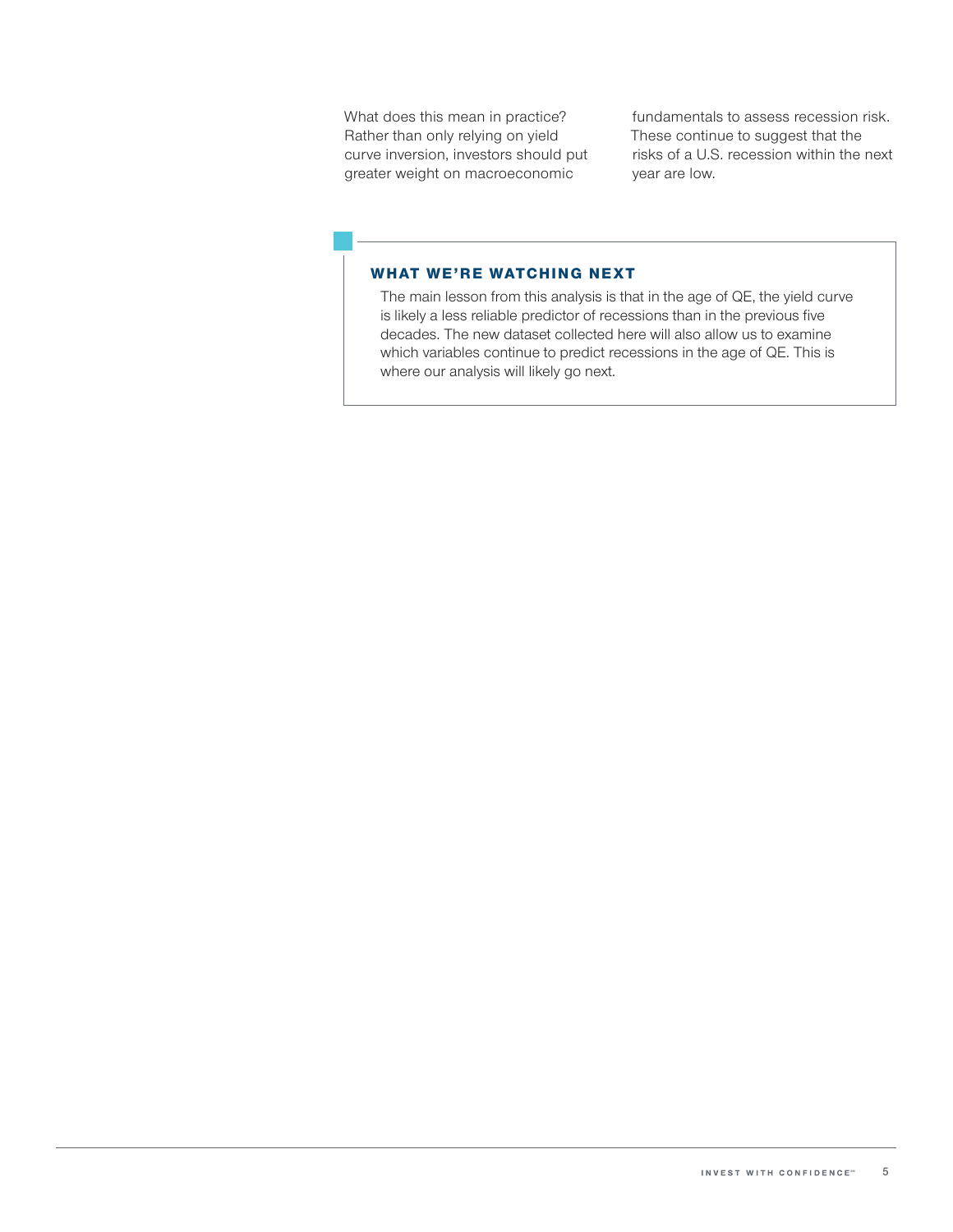What does this mean in practice? Rather than only relying on yield curve inversion, investors should put greater weight on macroeconomic fundamentals to assess recession risk. These continue to suggest that the risks of a U.S. recession within the next year are low.

## WHAT WE'RE WATCHING NEXT

The main lesson from this analysis is that in the age of QE, the yield curve is likely a less reliable predictor of recessions than in the previous five decades. The new dataset collected here will also allow us to examine which variables continue to predict recessions in the age of QE. This is where our analysis will likely go next.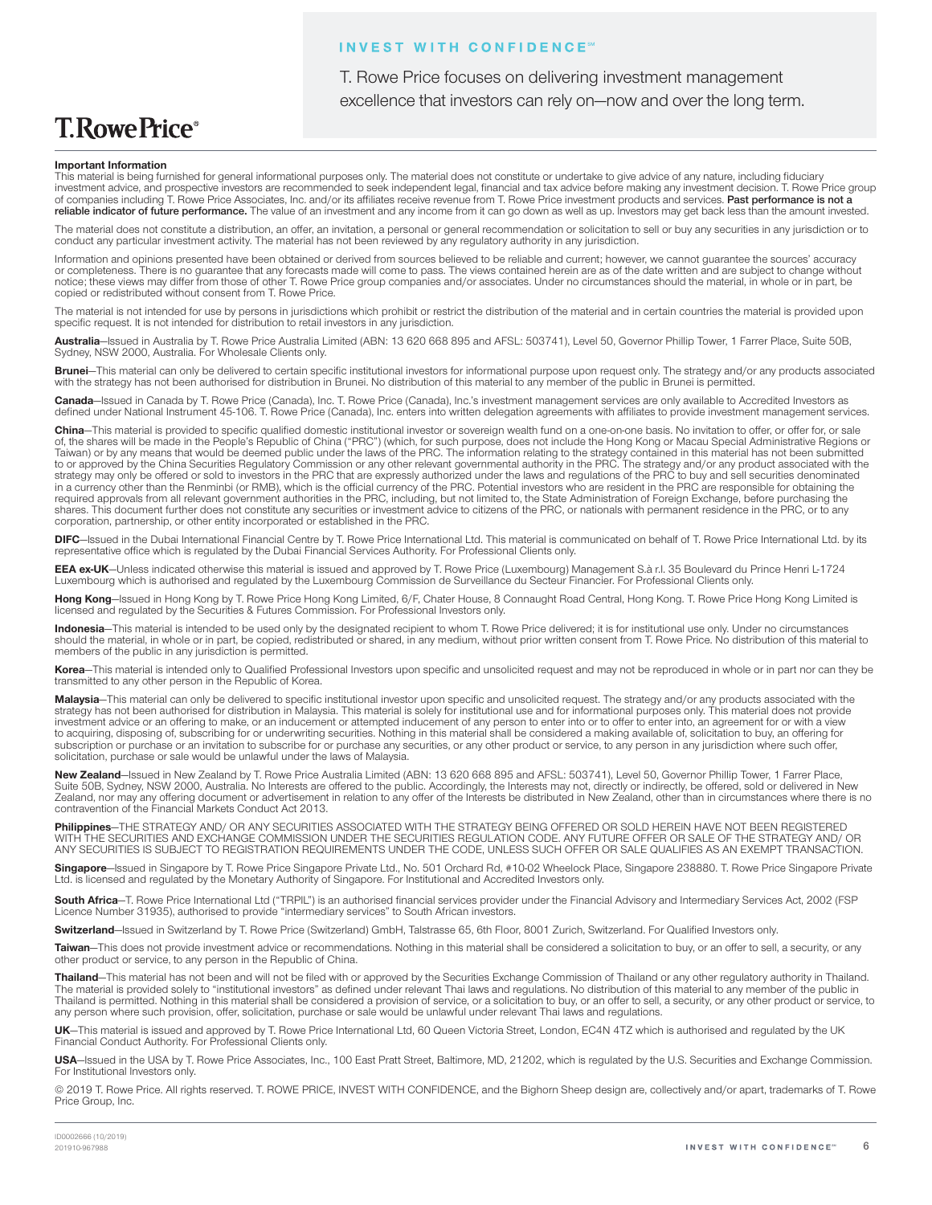**INVEST WITH CONFIDENCE℠**

T. Rowe Price focuses on delivering investment management excellence that investors can rely on—now and over the long term.

T.RowePrice®

**Important Information**

This material is being furnished for general informational purposes only. The material does not constitute or undertake to give advice of any nature, including fiduciary investment advice, and prospective investors are recommended to seek independent legal, financial and tax advice before making any investment decision. T. Rowe Price group of companies including T. Rowe Price Associates, Inc. and/or its affiliates receive revenue from T. Rowe Price investment products and services. **Past performance is not a reliable indicator of future performance.** The value of an investment and any income from it can go down as well as up. Investors may get back less than the amount invested.

The material does not constitute a distribution, an offer, an invitation, a personal or general recommendation or solicitation to sell or buy any securities in any jurisdiction or to conduct any particular investment activity. The material has not been reviewed by any regulatory authority in any jurisdiction.

Information and opinions presented have been obtained or derived from sources believed to be reliable and current; however, we cannot guarantee the sources' accuracy or completeness. There is no guarantee that any forecasts made will come to pass. The views contained herein are as of the date written and are subject to change without notice; these views may differ from those of other T. Rowe Price group companies and/or associates. Under no circumstances should the material, in whole or in part, be copied or redistributed without consent from T. Rowe Price.

The material is not intended for use by persons in jurisdictions which prohibit or restrict the distribution of the material and in certain countries the material is provided upon specific request. It is not intended for distribution to retail investors in any jurisdiction.

**Australia**—Issued in Australia by T. Rowe Price Australia Limited (ABN: 13 620 668 895 and AFSL: 503741), Level 50, Governor Phillip Tower, 1 Farrer Place, Suite 50B, Sydney, NSW 2000, Australia. For Wholesale Clients only.

**Brunei**—This material can only be delivered to certain specific institutional investors for informational purpose upon request only. The strategy and/or any products associated with the strategy has not been authorised for distribution in Brunei. No distribution of this material to any member of the public in Brunei is permitted.

**Canada**—Issued in Canada by T. Rowe Price (Canada), Inc. T. Rowe Price (Canada), Inc.'s investment management services are only available to Accredited Investors as defined under National Instrument 45-106. T. Rowe Price (Canada), Inc. enters into written delegation agreements with affiliates to provide investment management services.

**China**—This material is provided to specific qualified domestic institutional investor or sovereign wealth fund on a one-on-one basis. No invitation to offer, or offer for, or sale of, the shares will be made in the People's Republic of China ("PRC") (which, for such purpose, does not include the Hong Kong or Macau Special Administrative Regions or Taiwan) or by any means that would be deemed public under the laws of the PRC. The information relating to the strategy contained in this material has not been submitted to or approved by the China Securities Regulatory Commission or any other relevant governmental authority in the PRC. The strategy and/or any product associated with the strategy may only be offered or sold to investors in the PRC that are expressly authorized under the laws and regulations of the PRC to buy and sell securities denominated in a currency other than the Renminbi (or RMB), which is the official currency of the PRC. Potential investors who are resident in the PRC are responsible for obtaining the required approvals from all relevant government authorities in the PRC, including, but not limited to, the State Administration of Foreign Exchange, before purchasing the shares. This document further does not constitute any securities or investment advice to citizens of the PRC, or nationals with permanent residence in the PRC, or to any corporation, partnership, or other entity incorporated or established in the PRC.

**DIFC**—Issued in the Dubai International Financial Centre by T. Rowe Price International Ltd. This material is communicated on behalf of T. Rowe Price International Ltd. by its representative office which is regulated by the Dubai Financial Services Authority. For Professional Clients only.

**EEA ex-UK**—Unless indicated otherwise this material is issued and approved by T. Rowe Price (Luxembourg) Management S.à r.l. 35 Boulevard du Prince Henri L-1724 Luxembourg which is authorised and regulated by the Luxembourg Commission de Surveillance du Secteur Financier. For Professional Clients only.

**Hong Kong**—Issued in Hong Kong by T. Rowe Price Hong Kong Limited, 6/F, Chater House, 8 Connaught Road Central, Hong Kong. T. Rowe Price Hong Kong Limited is licensed and regulated by the Securities & Futures Commission. For Professional Investors only.

**Indonesia**—This material is intended to be used only by the designated recipient to whom T. Rowe Price delivered; it is for institutional use only. Under no circumstances should the material, in whole or in part, be copied, redistributed or shared, in any medium, without prior written consent from T. Rowe Price. No distribution of this material to members of the public in any jurisdiction is permitted.

**Korea**—This material is intended only to Qualified Professional Investors upon specific and unsolicited request and may not be reproduced in whole or in part nor can they be transmitted to any other person in the Republic of Korea.

**Malaysia**—This material can only be delivered to specific institutional investor upon specific and unsolicited request. The strategy and/or any products associated with the strategy has not been authorised for distribution in Malaysia. This material is solely for institutional use and for informational purposes only. This material does not provide investment advice or an offering to make, or an inducement or attempted inducement of any person to enter into or to offer to enter into, an agreement for or with a view to acquiring, disposing of, subscribing for or underwriting securities. Nothing in this material shall be considered a making available of, solicitation to buy, an offering for subscription or purchase or an invitation to subscribe for or purchase any securities, or any other product or service, to any person in any jurisdiction where such offer, solicitation, purchase or sale would be unlawful under the laws of Malaysia.

**New Zealand**—Issued in New Zealand by T. Rowe Price Australia Limited (ABN: 13 620 668 895 and AFSL: 503741), Level 50, Governor Phillip Tower, 1 Farrer Place, Suite 50B, Sydney, NSW 2000, Australia. No Interests are offered to the public. Accordingly, the Interests may not, directly or indirectly, be offered, sold or delivered in New Zealand, nor may any offering document or advertisement in relation to any offer of the Interests be distributed in New Zealand, other than in circumstances where there is no contravention of the Financial Markets Conduct Act 2013.

**Philippines**—THE STRATEGY AND/ OR ANY SECURITIES ASSOCIATED WITH THE STRATEGY BEING OFFERED OR SOLD HEREIN HAVE NOT BEEN REGISTERED WITH THE SECURITIES AND EXCHANGE COMMISSION UNDER THE SECURITIES REGULATION CODE. ANY FUTURE OFFER OR SALE OF THE STRATEGY AND/ OR ANY SECURITIES IS SUBJECT TO REGISTRATION REQUIREMENTS UNDER THE CODE, UNLESS SUCH OFFER OR SALE QUALIFIES AS AN EXEMPT TRANSACTION.

**Singapore**—Issued in Singapore by T. Rowe Price Singapore Private Ltd., No. 501 Orchard Rd, #10-02 Wheelock Place, Singapore 238880. T. Rowe Price Singapore Private Ltd. is licensed and regulated by the Monetary Authority of Singapore. For Institutional and Accredited Investors only.

**South Africa**—T. Rowe Price International Ltd ("TRPIL") is an authorised financial services provider under the Financial Advisory and Intermediary Services Act, 2002 (FSP Licence Number 31935), authorised to provide "intermediary services" to South African investors.

**Switzerland**—Issued in Switzerland by T. Rowe Price (Switzerland) GmbH, Talstrasse 65, 6th Floor, 8001 Zurich, Switzerland. For Qualified Investors only.

**Taiwan**—This does not provide investment advice or recommendations. Nothing in this material shall be considered a solicitation to buy, or an offer to sell, a security, or any other product or service, to any person in the Republic of China.

**Thailand**—This material has not been and will not be filed with or approved by the Securities Exchange Commission of Thailand or any other regulatory authority in Thailand. The material is provided solely to "institutional investors" as defined under relevant Thai laws and regulations. No distribution of this material to any member of the public in Thailand is permitted. Nothing in this material shall be considered a provision of service, or a solicitation to buy, or an offer to sell, a security, or any other product or service, to any person where such provision, offer, solicitation, purchase or sale would be unlawful under relevant Thai laws and regulations.

**UK**—This material is issued and approved by T. Rowe Price International Ltd, 60 Queen Victoria Street, London, EC4N 4TZ which is authorised and regulated by the UK Financial Conduct Authority. For Professional Clients only.

**USA**—Issued in the USA by T. Rowe Price Associates, Inc., 100 East Pratt Street, Baltimore, MD, 21202, which is regulated by the U.S. Securities and Exchange Commission. For Institutional Investors only.

© 2019 T. Rowe Price. All rights reserved. T. ROWE PRICE, INVEST WITH CONFIDENCE, and the Bighorn Sheep design are, collectively and/or apart, trademarks of T. Rowe Price Group, Inc.

ID0002666 (10/2019)
201910-967988